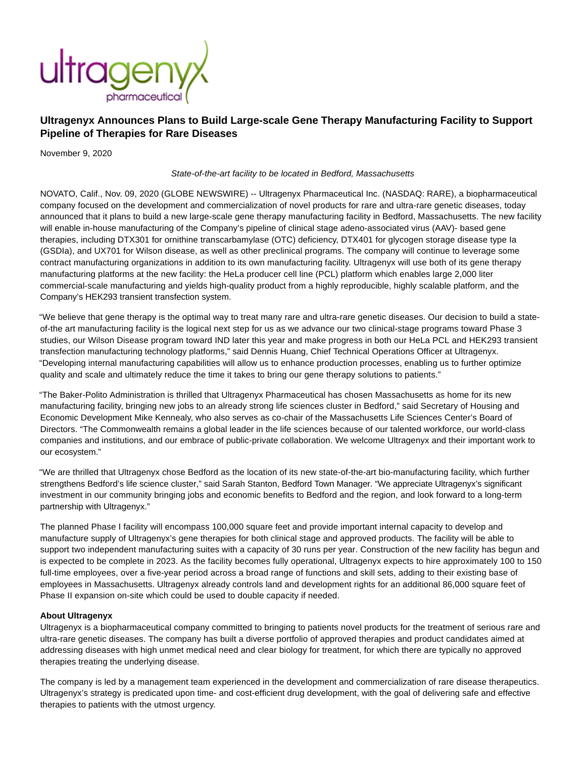# Ultragenyx Announces Plans to Build Large-scale Gene Therapy Manufacturing Facility to Support Pipeline of Therapies for Rare Diseases

November 9, 2020

*State-of-the-art facility to be located in Bedford, Massachusetts*

NOVATO, Calif., Nov. 09, 2020 (GLOBE NEWSWIRE) -- Ultragenyx Pharmaceutical Inc. (NASDAQ: RARE), a biopharmaceutical company focused on the development and commercialization of novel products for rare and ultra-rare genetic diseases, today announced that it plans to build a new large-scale gene therapy manufacturing facility in Bedford, Massachusetts. The new facility will enable in-house manufacturing of the Company's pipeline of clinical stage adeno-associated virus (AAV)- based gene therapies, including DTX301 for ornithine transcarbamylase (OTC) deficiency, DTX401 for glycogen storage disease type Ia (GSDIa), and UX701 for Wilson disease, as well as other preclinical programs. The company will continue to leverage some contract manufacturing organizations in addition to its own manufacturing facility. Ultragenyx will use both of its gene therapy manufacturing platforms at the new facility: the HeLa producer cell line (PCL) platform which enables large 2,000 liter commercial-scale manufacturing and yields high-quality product from a highly reproducible, highly scalable platform, and the Company's HEK293 transient transfection system.

"We believe that gene therapy is the optimal way to treat many rare and ultra-rare genetic diseases. Our decision to build a state-of-the art manufacturing facility is the logical next step for us as we advance our two clinical-stage programs toward Phase 3 studies, our Wilson Disease program toward IND later this year and make progress in both our HeLa PCL and HEK293 transient transfection manufacturing technology platforms," said Dennis Huang, Chief Technical Operations Officer at Ultragenyx. "Developing internal manufacturing capabilities will allow us to enhance production processes, enabling us to further optimize quality and scale and ultimately reduce the time it takes to bring our gene therapy solutions to patients."

"The Baker-Polito Administration is thrilled that Ultragenyx Pharmaceutical has chosen Massachusetts as home for its new manufacturing facility, bringing new jobs to an already strong life sciences cluster in Bedford," said Secretary of Housing and Economic Development Mike Kennealy, who also serves as co-chair of the Massachusetts Life Sciences Center's Board of Directors. "The Commonwealth remains a global leader in the life sciences because of our talented workforce, our world-class companies and institutions, and our embrace of public-private collaboration. We welcome Ultragenyx and their important work to our ecosystem."

"We are thrilled that Ultragenyx chose Bedford as the location of its new state-of-the-art bio-manufacturing facility, which further strengthens Bedford's life science cluster," said Sarah Stanton, Bedford Town Manager. "We appreciate Ultragenyx's significant investment in our community bringing jobs and economic benefits to Bedford and the region, and look forward to a long-term partnership with Ultragenyx."

The planned Phase I facility will encompass 100,000 square feet and provide important internal capacity to develop and manufacture supply of Ultragenyx's gene therapies for both clinical stage and approved products. The facility will be able to support two independent manufacturing suites with a capacity of 30 runs per year. Construction of the new facility has begun and is expected to be complete in 2023. As the facility becomes fully operational, Ultragenyx expects to hire approximately 100 to 150 full-time employees, over a five-year period across a broad range of functions and skill sets, adding to their existing base of employees in Massachusetts. Ultragenyx already controls land and development rights for an additional 86,000 square feet of Phase II expansion on-site which could be used to double capacity if needed.

**About Ultragenyx**

Ultragenyx is a biopharmaceutical company committed to bringing to patients novel products for the treatment of serious rare and ultra-rare genetic diseases. The company has built a diverse portfolio of approved therapies and product candidates aimed at addressing diseases with high unmet medical need and clear biology for treatment, for which there are typically no approved therapies treating the underlying disease.

The company is led by a management team experienced in the development and commercialization of rare disease therapeutics. Ultragenyx's strategy is predicated upon time- and cost-efficient drug development, with the goal of delivering safe and effective therapies to patients with the utmost urgency.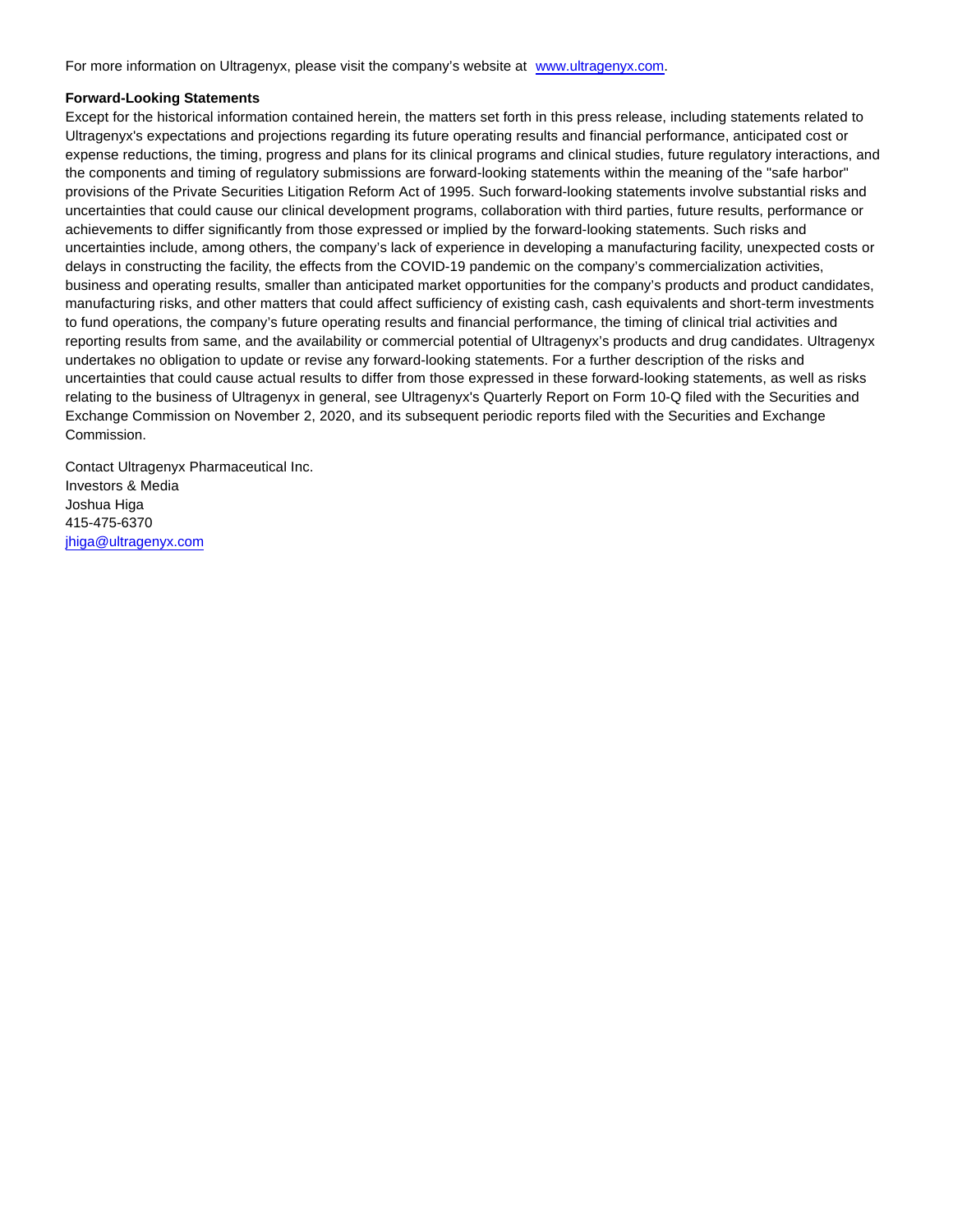For more information on Ultragenyx, please visit the company's website at www.ultragenyx.com.

**Forward-Looking Statements**

Except for the historical information contained herein, the matters set forth in this press release, including statements related to Ultragenyx's expectations and projections regarding its future operating results and financial performance, anticipated cost or expense reductions, the timing, progress and plans for its clinical programs and clinical studies, future regulatory interactions, and the components and timing of regulatory submissions are forward-looking statements within the meaning of the "safe harbor" provisions of the Private Securities Litigation Reform Act of 1995. Such forward-looking statements involve substantial risks and uncertainties that could cause our clinical development programs, collaboration with third parties, future results, performance or achievements to differ significantly from those expressed or implied by the forward-looking statements. Such risks and uncertainties include, among others, the company's lack of experience in developing a manufacturing facility, unexpected costs or delays in constructing the facility, the effects from the COVID-19 pandemic on the company's commercialization activities, business and operating results, smaller than anticipated market opportunities for the company's products and product candidates, manufacturing risks, and other matters that could affect sufficiency of existing cash, cash equivalents and short-term investments to fund operations, the company's future operating results and financial performance, the timing of clinical trial activities and reporting results from same, and the availability or commercial potential of Ultragenyx's products and drug candidates. Ultragenyx undertakes no obligation to update or revise any forward-looking statements. For a further description of the risks and uncertainties that could cause actual results to differ from those expressed in these forward-looking statements, as well as risks relating to the business of Ultragenyx in general, see Ultragenyx's Quarterly Report on Form 10-Q filed with the Securities and Exchange Commission on November 2, 2020, and its subsequent periodic reports filed with the Securities and Exchange Commission.

Contact Ultragenyx Pharmaceutical Inc.
Investors & Media
Joshua Higa
415-475-6370
jhiga@ultragenyx.com